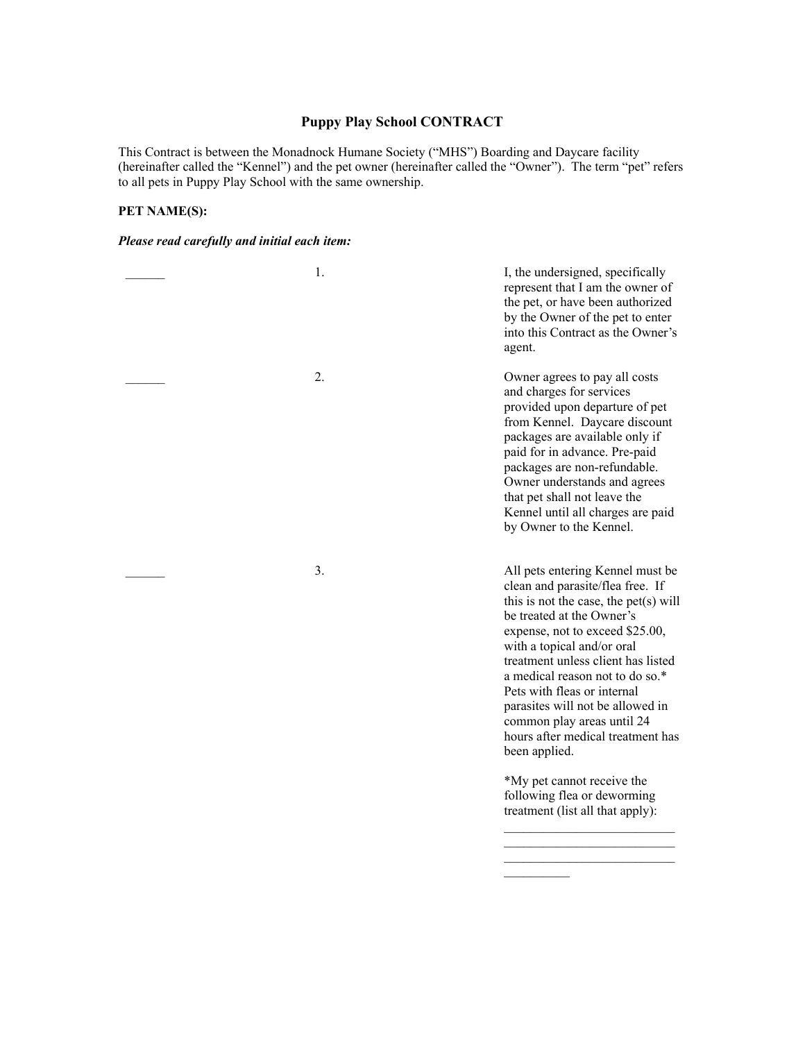# Puppy Play School CONTRACT

This Contract is between the Monadnock Humane Society ("MHS") Boarding and Daycare facility (hereinafter called the "Kennel") and the pet owner (hereinafter called the "Owner"). The term "pet" refers to all pets in Puppy Play School with the same ownership.

**PET NAME(S):**

***Please read carefully and initial each item:***

| Initials | No. | Item |
|---|---|---|
| ______ | 1. | I, the undersigned, specifically represent that I am the owner of the pet, or have been authorized by the Owner of the pet to enter into this Contract as the Owner's agent. |
| ______ | 2. | Owner agrees to pay all costs and charges for services provided upon departure of pet from Kennel. Daycare discount packages are available only if paid for in advance. Pre-paid packages are non-refundable. Owner understands and agrees that pet shall not leave the Kennel until all charges are paid by Owner to the Kennel. |
| ______ | 3. | All pets entering Kennel must be clean and parasite/flea free. If this is not the case, the pet(s) will be treated at the Owner's expense, not to exceed $25.00, with a topical and/or oral treatment unless client has listed a medical reason not to do so.* Pets with fleas or internal parasites will not be allowed in common play areas until 24 hours after medical treatment has been applied.<br><br>*My pet cannot receive the following flea or deworming treatment (list all that apply):<br>__________________________<br>__________________________<br>__________________________<br>__________ |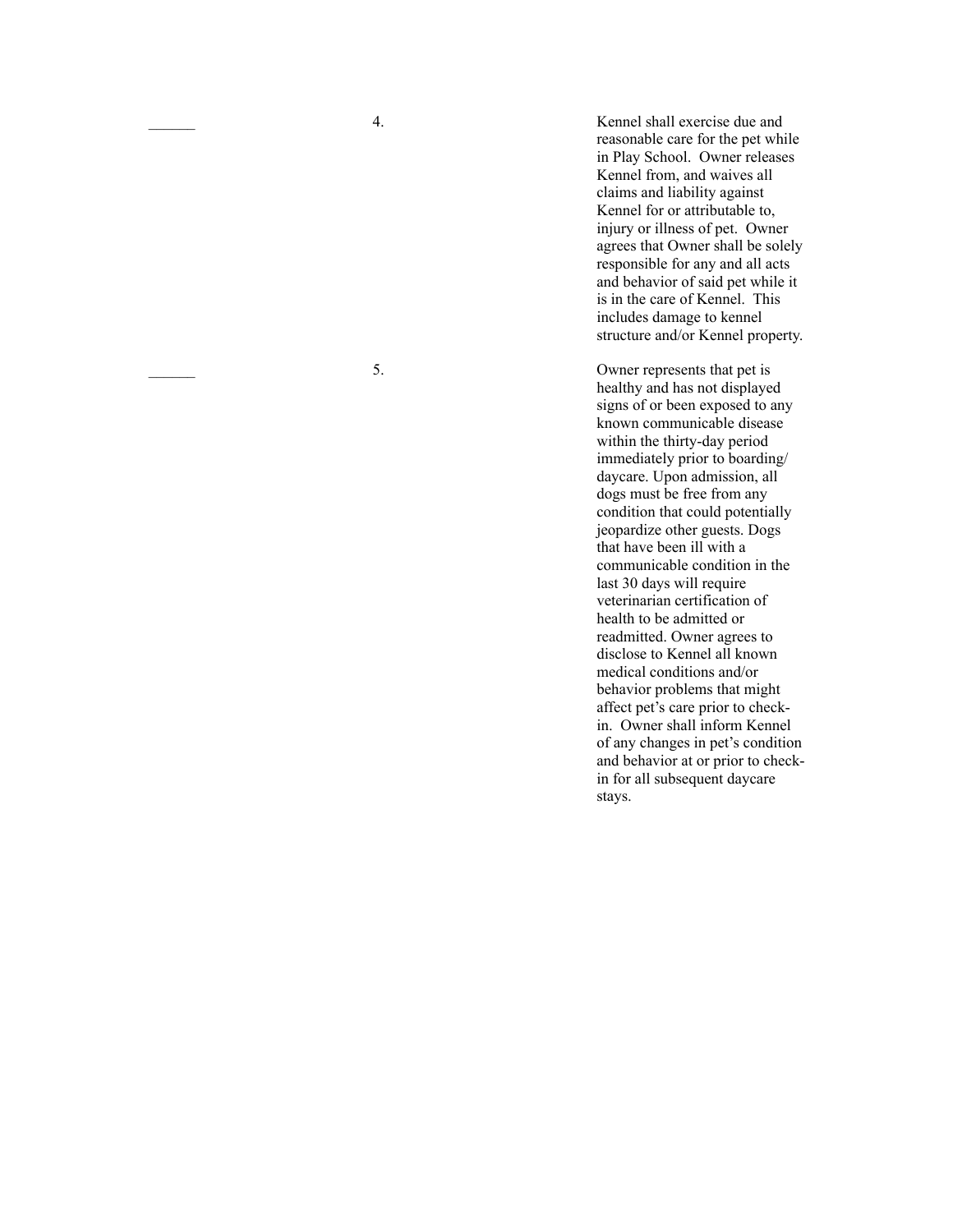______ 4. Kennel shall exercise due and reasonable care for the pet while in Play School. Owner releases Kennel from, and waives all claims and liability against Kennel for or attributable to, injury or illness of pet. Owner agrees that Owner shall be solely responsible for any and all acts and behavior of said pet while it is in the care of Kennel. This includes damage to kennel structure and/or Kennel property.

______ 5. Owner represents that pet is healthy and has not displayed signs of or been exposed to any known communicable disease within the thirty-day period immediately prior to boarding/daycare. Upon admission, all dogs must be free from any condition that could potentially jeopardize other guests. Dogs that have been ill with a communicable condition in the last 30 days will require veterinarian certification of health to be admitted or readmitted. Owner agrees to disclose to Kennel all known medical conditions and/or behavior problems that might affect pet's care prior to check-in. Owner shall inform Kennel of any changes in pet's condition and behavior at or prior to check-in for all subsequent daycare stays.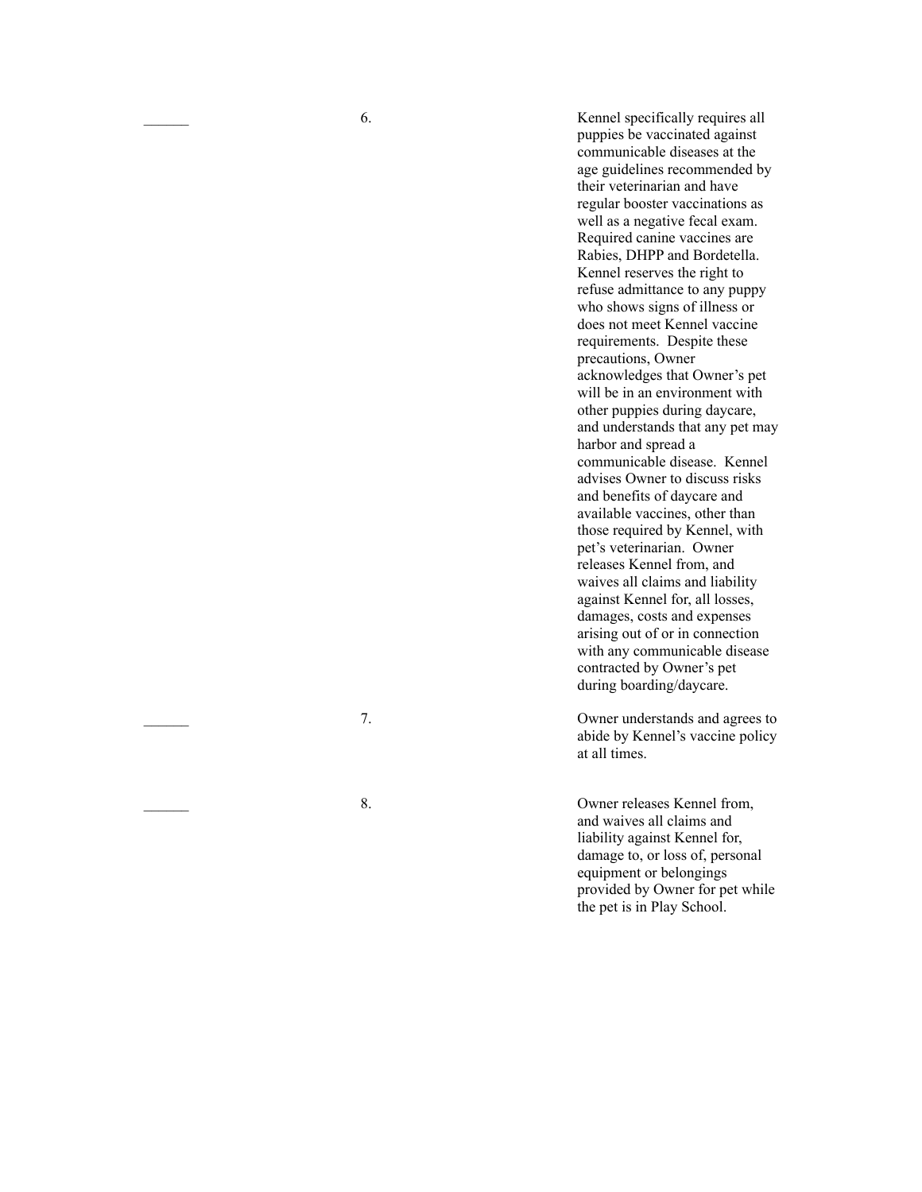______ 6. Kennel specifically requires all puppies be vaccinated against communicable diseases at the age guidelines recommended by their veterinarian and have regular booster vaccinations as well as a negative fecal exam. Required canine vaccines are Rabies, DHPP and Bordetella. Kennel reserves the right to refuse admittance to any puppy who shows signs of illness or does not meet Kennel vaccine requirements. Despite these precautions, Owner acknowledges that Owner's pet will be in an environment with other puppies during daycare, and understands that any pet may harbor and spread a communicable disease. Kennel advises Owner to discuss risks and benefits of daycare and available vaccines, other than those required by Kennel, with pet's veterinarian. Owner releases Kennel from, and waives all claims and liability against Kennel for, all losses, damages, costs and expenses arising out of or in connection with any communicable disease contracted by Owner's pet during boarding/daycare.

______ 7. Owner understands and agrees to abide by Kennel's vaccine policy at all times.

______ 8. Owner releases Kennel from, and waives all claims and liability against Kennel for, damage to, or loss of, personal equipment or belongings provided by Owner for pet while the pet is in Play School.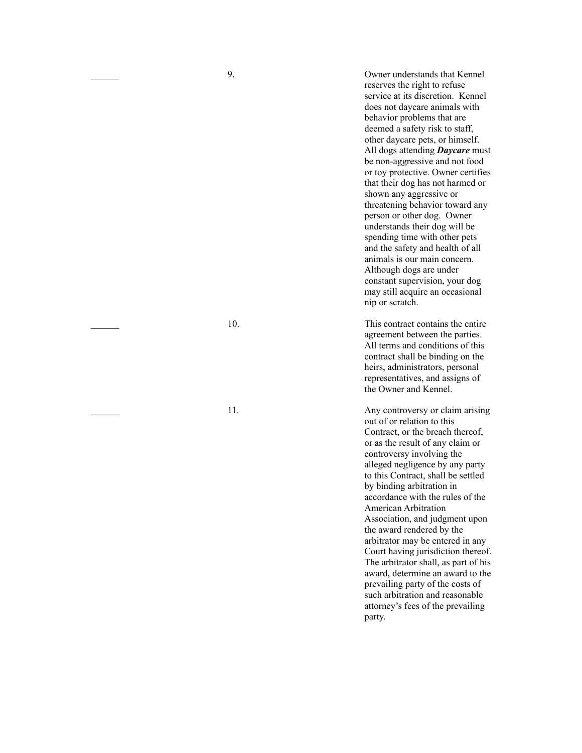______ 9. Owner understands that Kennel reserves the right to refuse service at its discretion. Kennel does not daycare animals with behavior problems that are deemed a safety risk to staff, other daycare pets, or himself. All dogs attending ***Daycare*** must be non-aggressive and not food or toy protective. Owner certifies that their dog has not harmed or shown any aggressive or threatening behavior toward any person or other dog. Owner understands their dog will be spending time with other pets and the safety and health of all animals is our main concern. Although dogs are under constant supervision, your dog may still acquire an occasional nip or scratch.

______ 10. This contract contains the entire agreement between the parties. All terms and conditions of this contract shall be binding on the heirs, administrators, personal representatives, and assigns of the Owner and Kennel.

______ 11. Any controversy or claim arising out of or relation to this Contract, or the breach thereof, or as the result of any claim or controversy involving the alleged negligence by any party to this Contract, shall be settled by binding arbitration in accordance with the rules of the American Arbitration Association, and judgment upon the award rendered by the arbitrator may be entered in any Court having jurisdiction thereof. The arbitrator shall, as part of his award, determine an award to the prevailing party of the costs of such arbitration and reasonable attorney's fees of the prevailing party.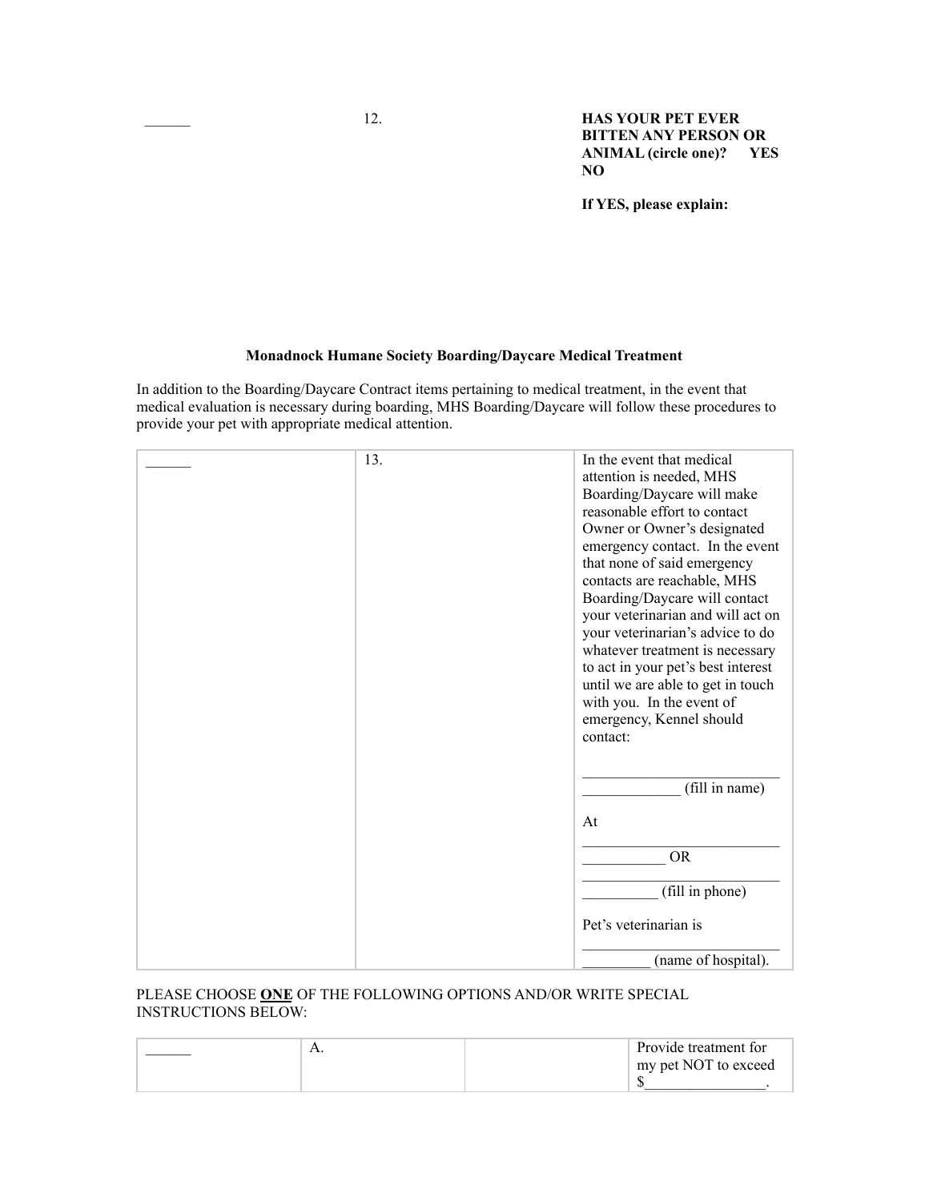| ______ | 12. | **HAS YOUR PET EVER BITTEN ANY PERSON OR ANIMAL (circle one)? YES NO**<br><br>**If YES, please explain:** |
|---|---|---|

**Monadnock Humane Society Boarding/Daycare Medical Treatment**

In addition to the Boarding/Daycare Contract items pertaining to medical treatment, in the event that medical evaluation is necessary during boarding, MHS Boarding/Daycare will follow these procedures to provide your pet with appropriate medical attention.

| ______ | 13. | In the event that medical attention is needed, MHS Boarding/Daycare will make reasonable effort to contact Owner or Owner's designated emergency contact. In the event that none of said emergency contacts are reachable, MHS Boarding/Daycare will contact your veterinarian and will act on your veterinarian's advice to do whatever treatment is necessary to act in your pet's best interest until we are able to get in touch with you. In the event of emergency, Kennel should contact:<br><br>_________________________ _____________ (fill in name)<br><br>At<br><br>_________________________ ___________ OR<br>_________________________ __________ (fill in phone)<br><br>Pet's veterinarian is<br><br>_________________________ _________ (name of hospital). |
|---|---|---|

PLEASE CHOOSE **<u>ONE</u>** OF THE FOLLOWING OPTIONS AND/OR WRITE SPECIAL INSTRUCTIONS BELOW:

| ______ | A. | | Provide treatment for my pet NOT to exceed $________________. |
|---|---|---|---|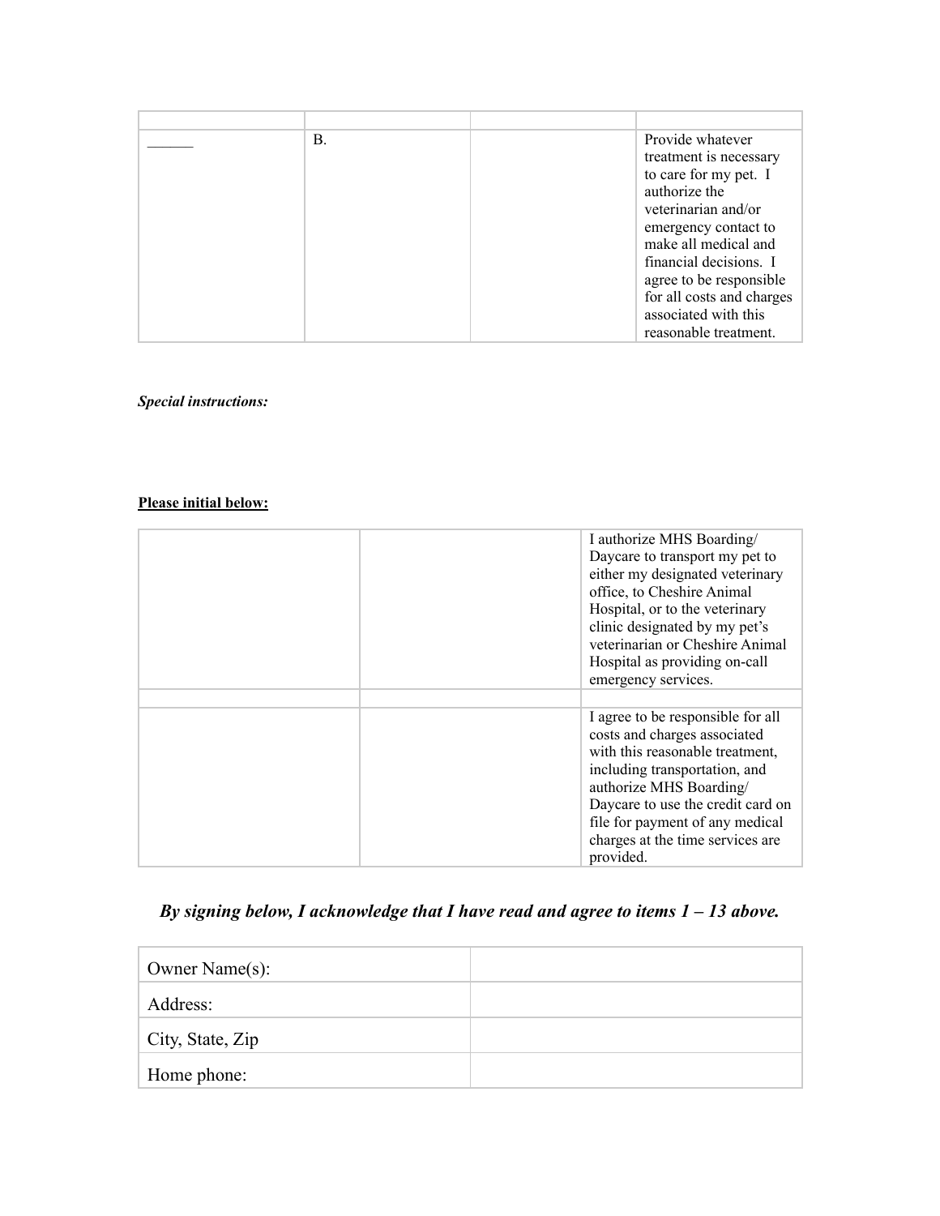| | | | |
|---|---|---|---|
| ______ | B. | | Provide whatever treatment is necessary to care for my pet. I authorize the veterinarian and/or emergency contact to make all medical and financial decisions. I agree to be responsible for all costs and charges associated with this reasonable treatment. |

***Special instructions:***

**Please initial below:**

| | | |
|---|---|---|
| | | I authorize MHS Boarding/ Daycare to transport my pet to either my designated veterinary office, to Cheshire Animal Hospital, or to the veterinary clinic designated by my pet's veterinarian or Cheshire Animal Hospital as providing on-call emergency services. |
| | | |
| | | I agree to be responsible for all costs and charges associated with this reasonable treatment, including transportation, and authorize MHS Boarding/ Daycare to use the credit card on file for payment of any medical charges at the time services are provided. |

## *By signing below, I acknowledge that I have read and agree to items 1 – 13 above.*

| | |
|---|---|
| Owner Name(s): | |
| Address: | |
| City, State, Zip | |
| Home phone: | |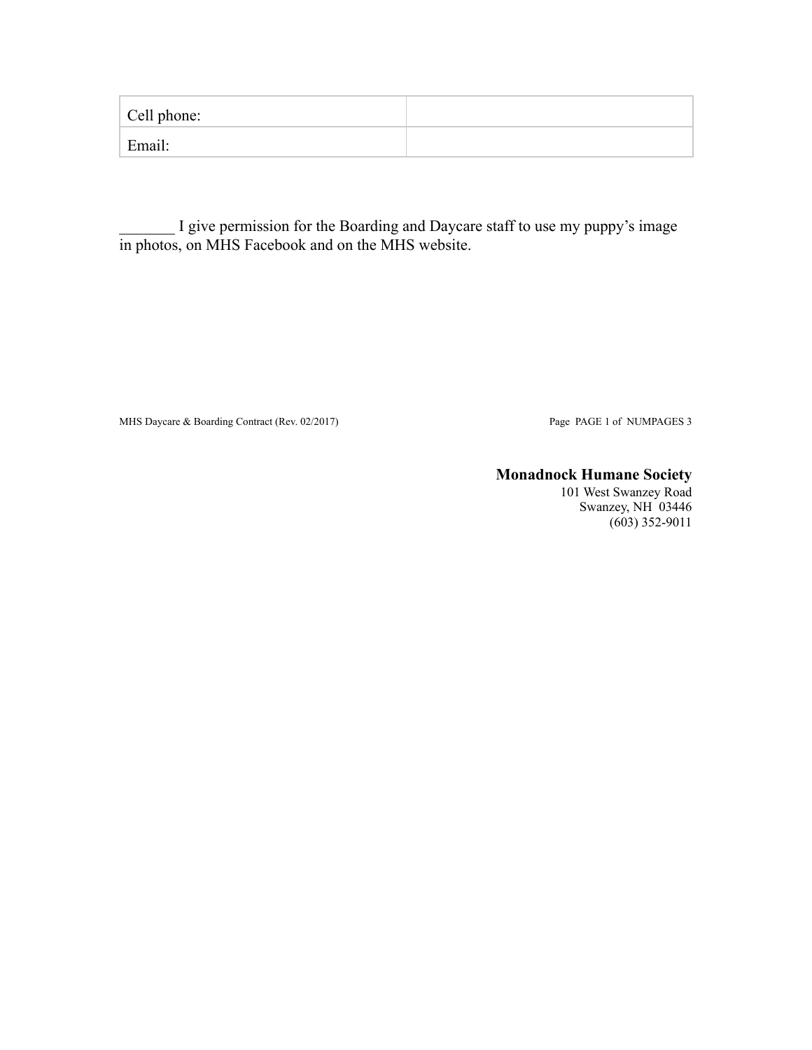| | |
|---|---|
| Cell phone: | |
| Email: | |

_______ I give permission for the Boarding and Daycare staff to use my puppy's image in photos, on MHS Facebook and on the MHS website.

**Monadnock Humane Society**
101 West Swanzey Road
Swanzey, NH 03446
(603) 352-9011